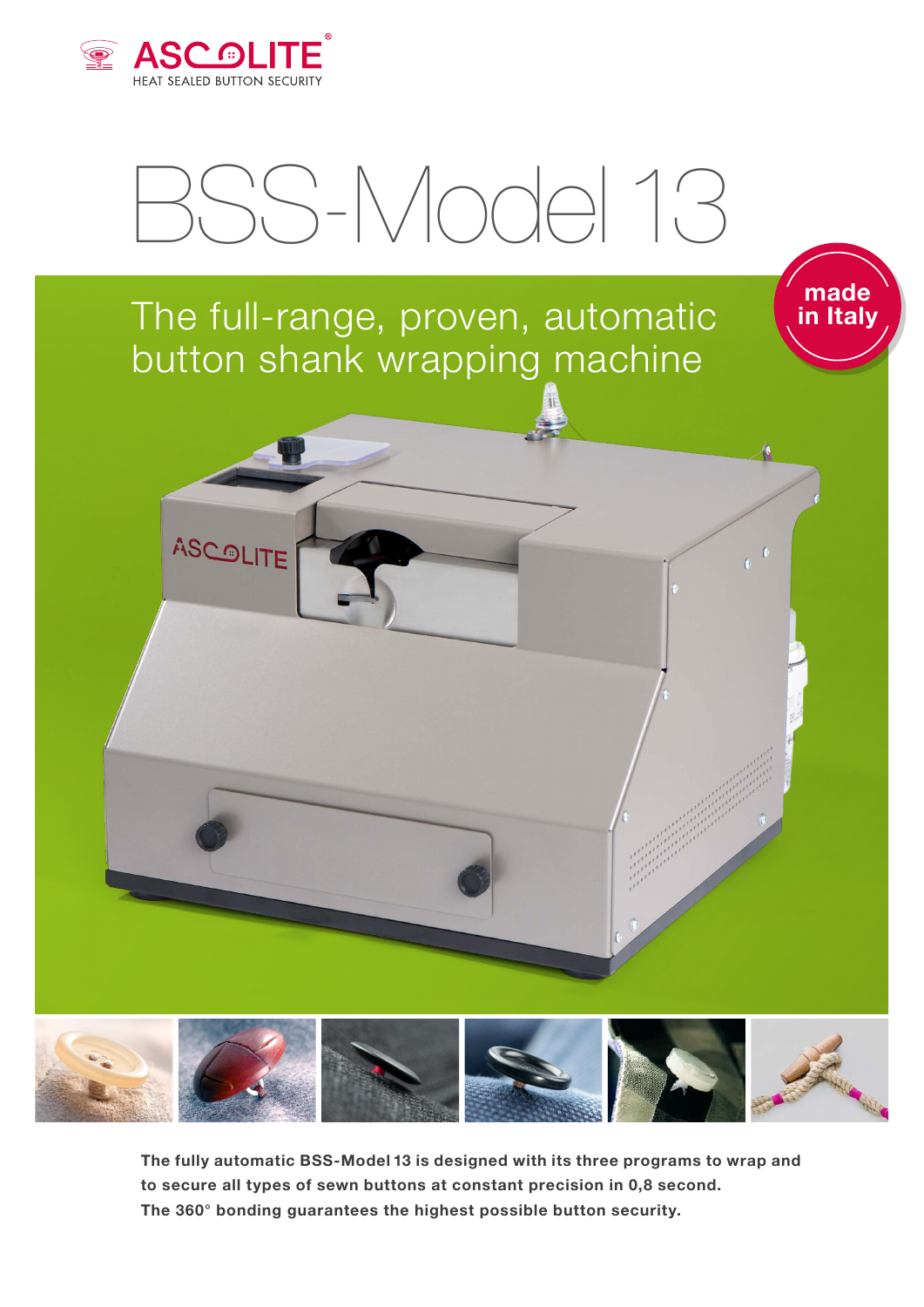ASCOLITE®
HEAT SEALED BUTTON SECURITY

# BSS-Model 13

## The full-range, proven, automatic button shank wrapping machine

made in Italy

**The fully automatic BSS-Model 13 is designed with its three programs to wrap and to secure all types of sewn buttons at constant precision in 0,8 second. The 360° bonding guarantees the highest possible button security.**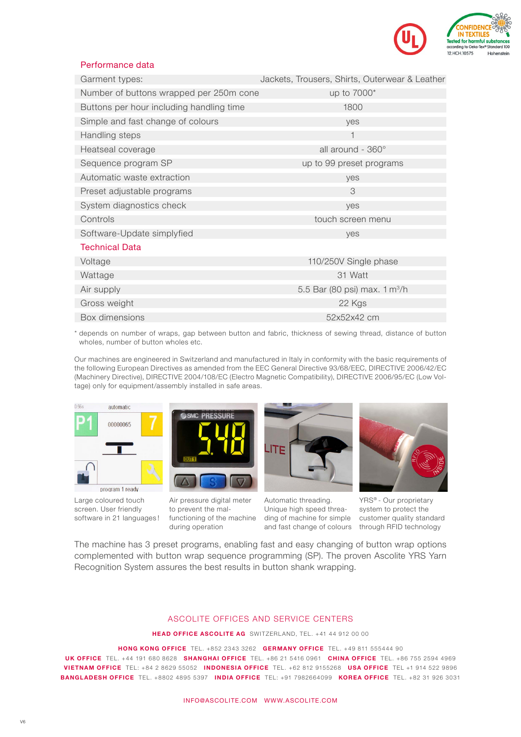## Performance data

| | |
|---|---|
| Garment types: | Jackets, Trousers, Shirts, Outerwear & Leather |
| Number of buttons wrapped per 250m cone | up to 7000* |
| Buttons per hour including handling time | 1800 |
| Simple and fast change of colours | yes |
| Handling steps | 1 |
| Heatseal coverage | all around - 360° |
| Sequence program SP | up to 99 preset programs |
| Automatic waste extraction | yes |
| Preset adjustable programs | 3 |
| System diagnostics check | yes |
| Controls | touch screen menu |
| Software-Update simplyfied | yes |

## Technical Data

| | |
|---|---|
| Voltage | 110/250V Single phase |
| Wattage | 31 Watt |
| Air supply | 5.5 Bar (80 psi) max. 1 $m^3$/h |
| Gross weight | 22 Kgs |
| Box dimensions | 52x52x42 cm |

* depends on number of wraps, gap between button and fabric, thickness of sewing thread, distance of button wholes, number of button wholes etc.

Our machines are engineered in Switzerland and manufactured in Italy in conformity with the basic requirements of the following European Directives as amended from the EEC General Directive 93/68/EEC, DIRECTIVE 2006/42/EC (Machinery Directive), DIRECTIVE 2004/108/EC (Electro Magnetic Compatibility), DIRECTIVE 2006/95/EC (Low Voltage) only for equipment/assembly installed in safe areas.

Large coloured touch screen. User friendly software in 21 languages!

Air pressure digital meter to prevent the malfunctioning of the machine during operation

Automatic threading. Unique high speed threading of machine for simple and fast change of colours

YRS® - Our proprietary system to protect the customer quality standard through RFID technology

The machine has 3 preset programs, enabling fast and easy changing of button wrap options complemented with button wrap sequence programming (SP). The proven Ascolite YRS Yarn Recognition System assures the best results in button shank wrapping.

## ASCOLITE OFFICES AND SERVICE CENTERS

**HEAD OFFICE ASCOLITE AG** SWITZERLAND, TEL. +41 44 912 00 00

**HONG KONG OFFICE** TEL. +852 2343 3262 **GERMANY OFFICE** TEL. +49 811 555444 90
**UK OFFICE** TEL. +44 191 680 8628 **SHANGHAI OFFICE** TEL. +86 21 5416 0961 **CHINA OFFICE** TEL. +86 755 2594 4969
**VIETNAM OFFICE** TEL: +84 2 8629 55052 **INDONESIA OFFICE** TEL. +62 812 9155268 **USA OFFICE** TEL +1 914 522 9896
**BANGLADESH OFFICE** TEL. +8802 4895 5397 **INDIA OFFICE** TEL: +91 7982664099 **KOREA OFFICE** TEL. +82 31 926 3031

INFO@ASCOLITE.COM WWW.ASCOLITE.COM